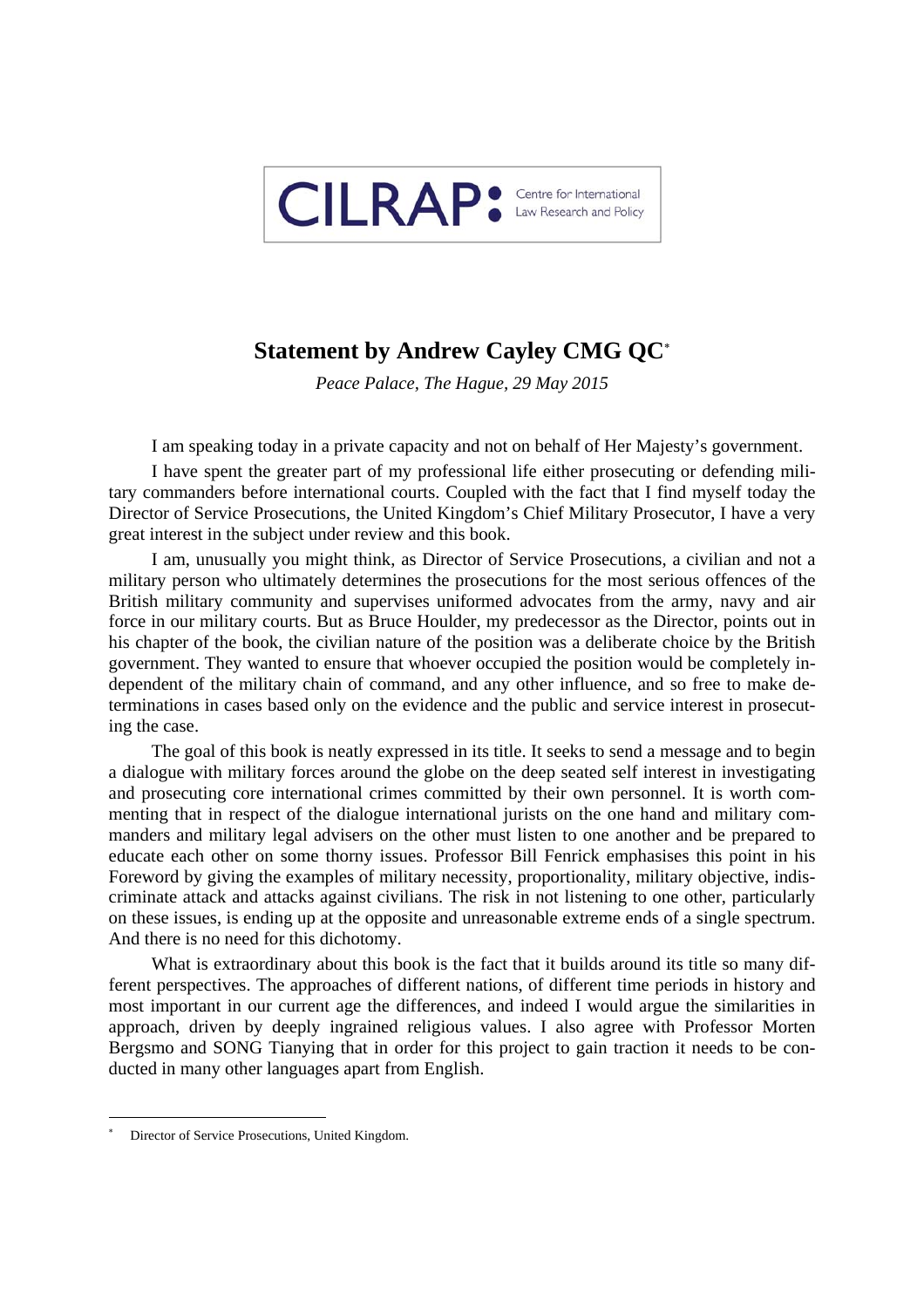CILRAP: Centre for International Law Research and Policy

# Statement by Andrew Cayley CMG QC[*]

*Peace Palace, The Hague, 29 May 2015*

I am speaking today in a private capacity and not on behalf of Her Majesty's government.

I have spent the greater part of my professional life either prosecuting or defending military commanders before international courts. Coupled with the fact that I find myself today the Director of Service Prosecutions, the United Kingdom's Chief Military Prosecutor, I have a very great interest in the subject under review and this book.

I am, unusually you might think, as Director of Service Prosecutions, a civilian and not a military person who ultimately determines the prosecutions for the most serious offences of the British military community and supervises uniformed advocates from the army, navy and air force in our military courts. But as Bruce Houlder, my predecessor as the Director, points out in his chapter of the book, the civilian nature of the position was a deliberate choice by the British government. They wanted to ensure that whoever occupied the position would be completely independent of the military chain of command, and any other influence, and so free to make determinations in cases based only on the evidence and the public and service interest in prosecuting the case.

The goal of this book is neatly expressed in its title. It seeks to send a message and to begin a dialogue with military forces around the globe on the deep seated self interest in investigating and prosecuting core international crimes committed by their own personnel. It is worth commenting that in respect of the dialogue international jurists on the one hand and military commanders and military legal advisers on the other must listen to one another and be prepared to educate each other on some thorny issues. Professor Bill Fenrick emphasises this point in his Foreword by giving the examples of military necessity, proportionality, military objective, indiscriminate attack and attacks against civilians. The risk in not listening to one other, particularly on these issues, is ending up at the opposite and unreasonable extreme ends of a single spectrum. And there is no need for this dichotomy.

What is extraordinary about this book is the fact that it builds around its title so many different perspectives. The approaches of different nations, of different time periods in history and most important in our current age the differences, and indeed I would argue the similarities in approach, driven by deeply ingrained religious values. I also agree with Professor Morten Bergsmo and SONG Tianying that in order for this project to gain traction it needs to be conducted in many other languages apart from English.

---

[*] Director of Service Prosecutions, United Kingdom.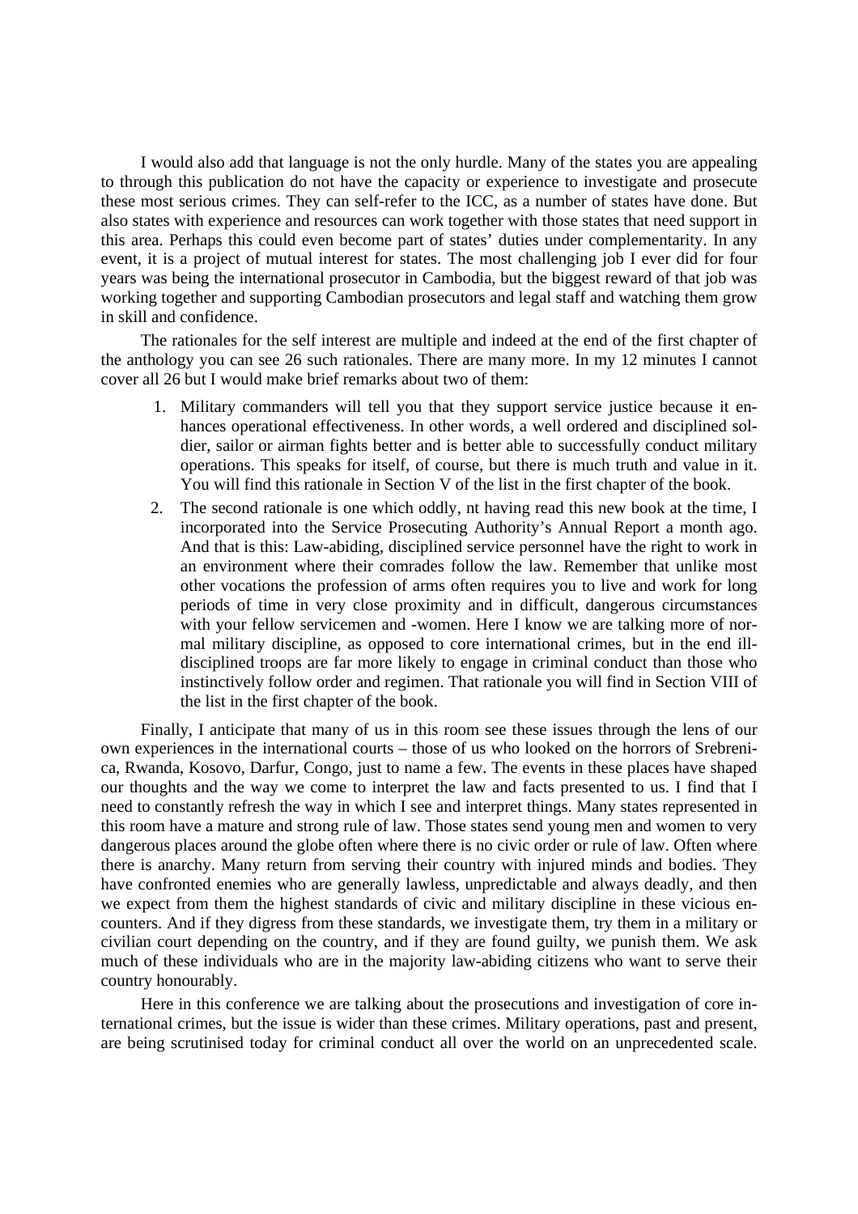I would also add that language is not the only hurdle. Many of the states you are appealing to through this publication do not have the capacity or experience to investigate and prosecute these most serious crimes. They can self-refer to the ICC, as a number of states have done. But also states with experience and resources can work together with those states that need support in this area. Perhaps this could even become part of states' duties under complementarity. In any event, it is a project of mutual interest for states. The most challenging job I ever did for four years was being the international prosecutor in Cambodia, but the biggest reward of that job was working together and supporting Cambodian prosecutors and legal staff and watching them grow in skill and confidence.

The rationales for the self interest are multiple and indeed at the end of the first chapter of the anthology you can see 26 such rationales. There are many more. In my 12 minutes I cannot cover all 26 but I would make brief remarks about two of them:

1. Military commanders will tell you that they support service justice because it enhances operational effectiveness. In other words, a well ordered and disciplined soldier, sailor or airman fights better and is better able to successfully conduct military operations. This speaks for itself, of course, but there is much truth and value in it. You will find this rationale in Section V of the list in the first chapter of the book.
2. The second rationale is one which oddly, nt having read this new book at the time, I incorporated into the Service Prosecuting Authority's Annual Report a month ago. And that is this: Law-abiding, disciplined service personnel have the right to work in an environment where their comrades follow the law. Remember that unlike most other vocations the profession of arms often requires you to live and work for long periods of time in very close proximity and in difficult, dangerous circumstances with your fellow servicemen and -women. Here I know we are talking more of normal military discipline, as opposed to core international crimes, but in the end ill-disciplined troops are far more likely to engage in criminal conduct than those who instinctively follow order and regimen. That rationale you will find in Section VIII of the list in the first chapter of the book.

Finally, I anticipate that many of us in this room see these issues through the lens of our own experiences in the international courts – those of us who looked on the horrors of Srebrenica, Rwanda, Kosovo, Darfur, Congo, just to name a few. The events in these places have shaped our thoughts and the way we come to interpret the law and facts presented to us. I find that I need to constantly refresh the way in which I see and interpret things. Many states represented in this room have a mature and strong rule of law. Those states send young men and women to very dangerous places around the globe often where there is no civic order or rule of law. Often where there is anarchy. Many return from serving their country with injured minds and bodies. They have confronted enemies who are generally lawless, unpredictable and always deadly, and then we expect from them the highest standards of civic and military discipline in these vicious encounters. And if they digress from these standards, we investigate them, try them in a military or civilian court depending on the country, and if they are found guilty, we punish them. We ask much of these individuals who are in the majority law-abiding citizens who want to serve their country honourably.

Here in this conference we are talking about the prosecutions and investigation of core international crimes, but the issue is wider than these crimes. Military operations, past and present, are being scrutinised today for criminal conduct all over the world on an unprecedented scale.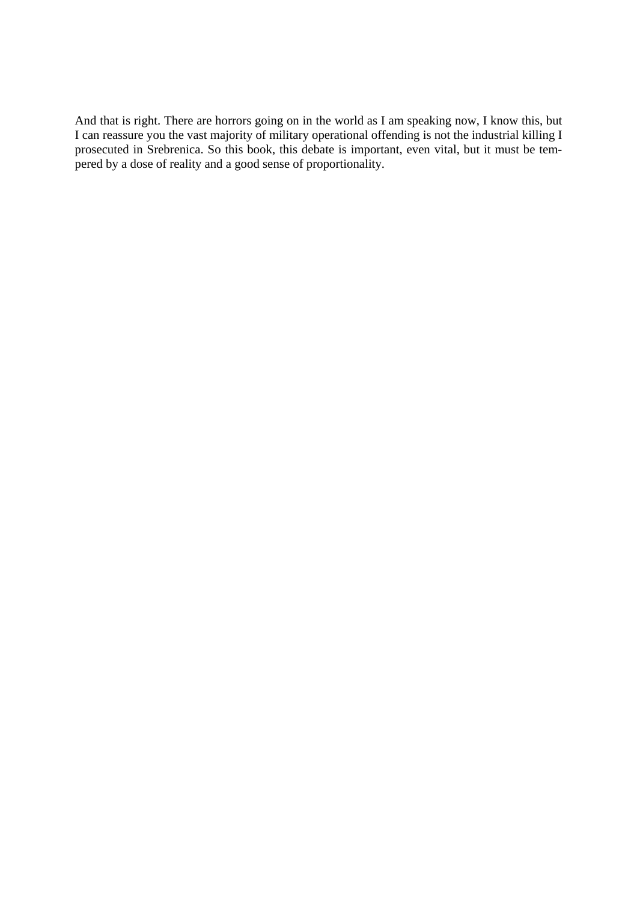And that is right. There are horrors going on in the world as I am speaking now, I know this, but I can reassure you the vast majority of military operational offending is not the industrial killing I prosecuted in Srebrenica. So this book, this debate is important, even vital, but it must be tempered by a dose of reality and a good sense of proportionality.